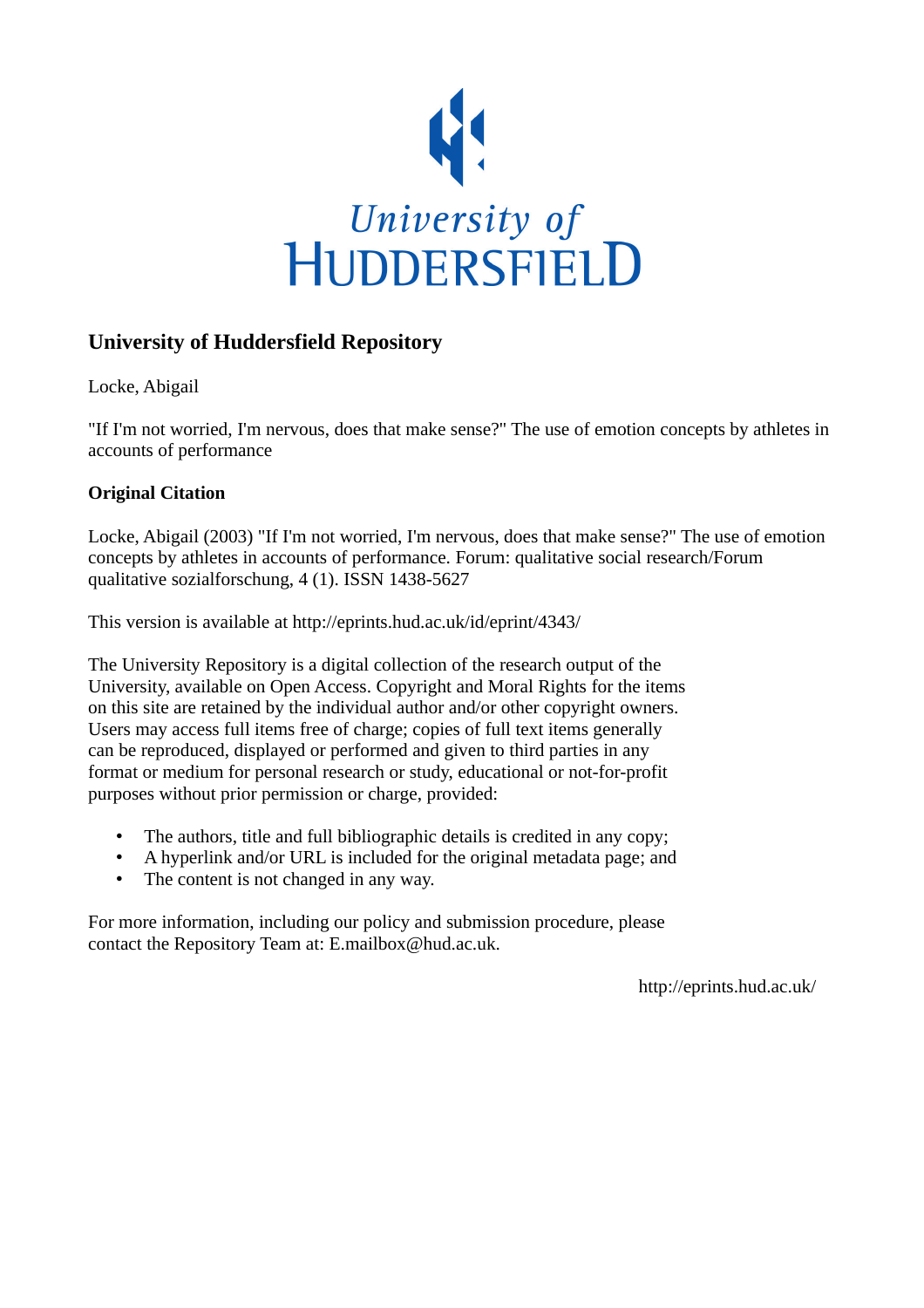University of HUDDERSFIELD

## University of Huddersfield Repository

Locke, Abigail

"If I'm not worried, I'm nervous, does that make sense?" The use of emotion concepts by athletes in accounts of performance

### Original Citation

Locke, Abigail (2003) "If I'm not worried, I'm nervous, does that make sense?" The use of emotion concepts by athletes in accounts of performance. Forum: qualitative social research/Forum qualitative sozialforschung, 4 (1). ISSN 1438-5627

This version is available at http://eprints.hud.ac.uk/id/eprint/4343/

The University Repository is a digital collection of the research output of the University, available on Open Access. Copyright and Moral Rights for the items on this site are retained by the individual author and/or other copyright owners. Users may access full items free of charge; copies of full text items generally can be reproduced, displayed or performed and given to third parties in any format or medium for personal research or study, educational or not-for-profit purposes without prior permission or charge, provided:

- The authors, title and full bibliographic details is credited in any copy;
- A hyperlink and/or URL is included for the original metadata page; and
- The content is not changed in any way.

For more information, including our policy and submission procedure, please contact the Repository Team at: E.mailbox@hud.ac.uk.

http://eprints.hud.ac.uk/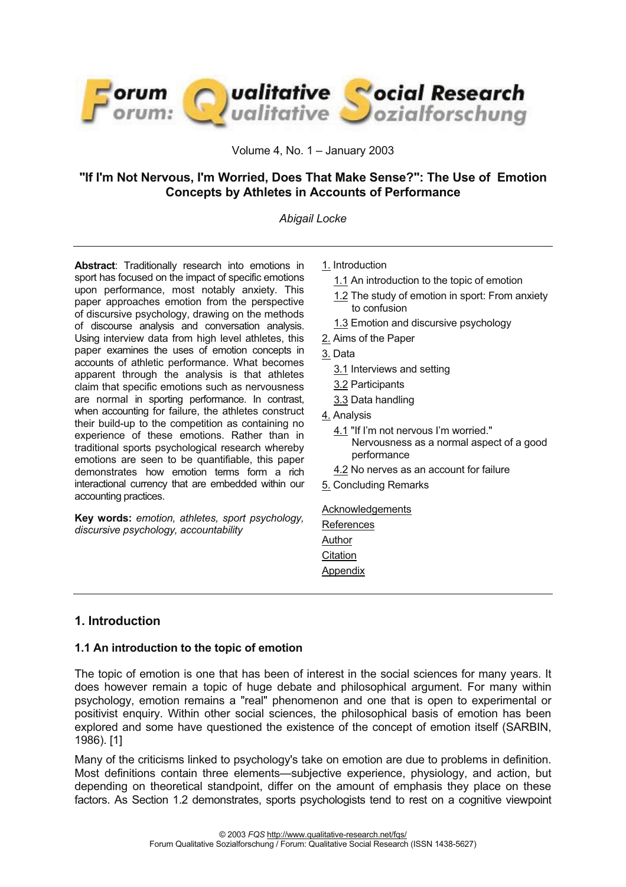# "If I'm Not Nervous, I'm Worried, Does That Make Sense?": The Use of Emotion Concepts by Athletes in Accounts of Performance

*Abigail Locke*

**Abstract**: Traditionally research into emotions in sport has focused on the impact of specific emotions upon performance, most notably anxiety. This paper approaches emotion from the perspective of discursive psychology, drawing on the methods of discourse analysis and conversation analysis. Using interview data from high level athletes, this paper examines the uses of emotion concepts in accounts of athletic performance. What becomes apparent through the analysis is that athletes claim that specific emotions such as nervousness are normal in sporting performance. In contrast, when accounting for failure, the athletes construct their build-up to the competition as containing no experience of these emotions. Rather than in traditional sports psychological research whereby emotions are seen to be quantifiable, this paper demonstrates how emotion terms form a rich interactional currency that are embedded within our accounting practices.

**Key words:** *emotion, athletes, sport psychology, discursive psychology, accountability*

1. Introduction
   - 1.1 An introduction to the topic of emotion
   - 1.2 The study of emotion in sport: From anxiety to confusion
   - 1.3 Emotion and discursive psychology
2. Aims of the Paper
3. Data
   - 3.1 Interviews and setting
   - 3.2 Participants
   - 3.3 Data handling
4. Analysis
   - 4.1 "If I'm not nervous I'm worried." Nervousness as a normal aspect of a good performance
   - 4.2 No nerves as an account for failure
5. Concluding Remarks

Acknowledgements

References

Author

Citation

Appendix

## 1. Introduction

### 1.1 An introduction to the topic of emotion

The topic of emotion is one that has been of interest in the social sciences for many years. It does however remain a topic of huge debate and philosophical argument. For many within psychology, emotion remains a "real" phenomenon and one that is open to experimental or positivist enquiry. Within other social sciences, the philosophical basis of emotion has been explored and some have questioned the existence of the concept of emotion itself (SARBIN, 1986). [1]

Many of the criticisms linked to psychology's take on emotion are due to problems in definition. Most definitions contain three elements—subjective experience, physiology, and action, but depending on theoretical standpoint, differ on the amount of emphasis they place on these factors. As Section 1.2 demonstrates, sports psychologists tend to rest on a cognitive viewpoint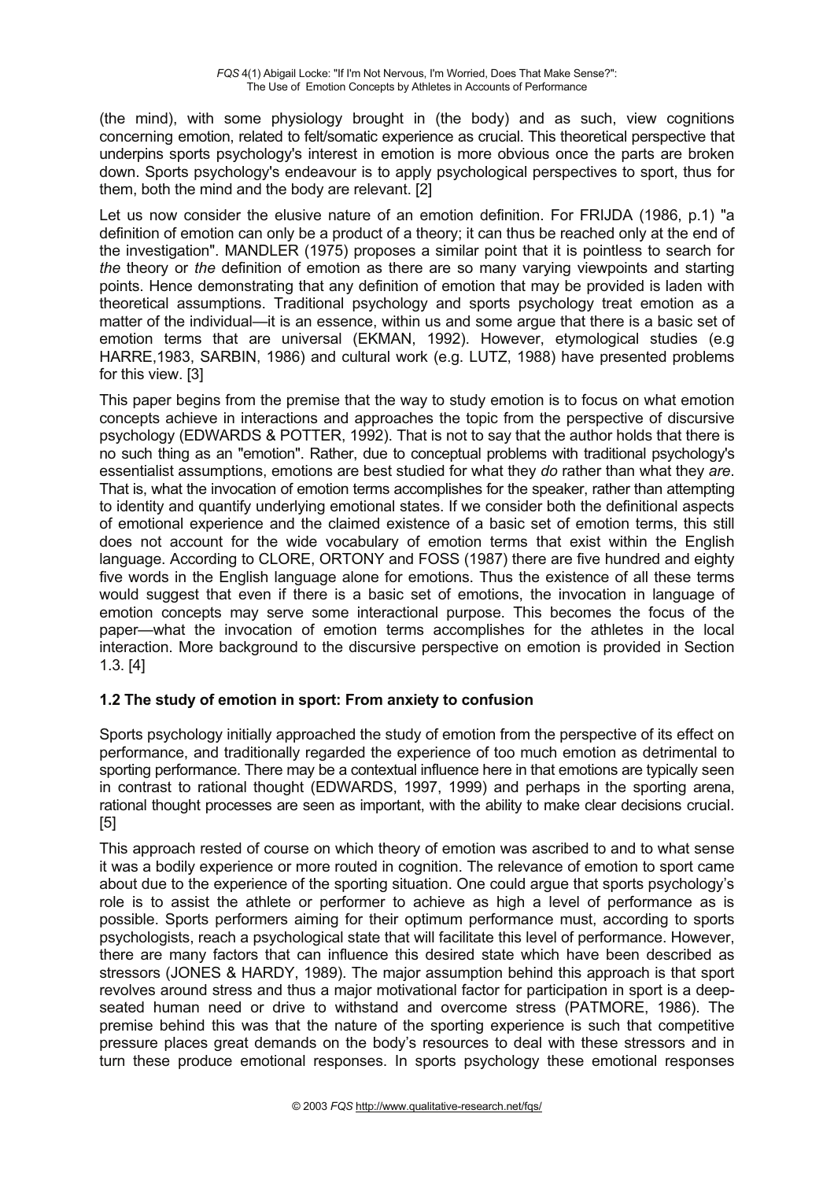(the mind), with some physiology brought in (the body) and as such, view cognitions concerning emotion, related to felt/somatic experience as crucial. This theoretical perspective that underpins sports psychology's interest in emotion is more obvious once the parts are broken down. Sports psychology's endeavour is to apply psychological perspectives to sport, thus for them, both the mind and the body are relevant. [2]

Let us now consider the elusive nature of an emotion definition. For FRIJDA (1986, p.1) "a definition of emotion can only be a product of a theory; it can thus be reached only at the end of the investigation". MANDLER (1975) proposes a similar point that it is pointless to search for *the* theory or *the* definition of emotion as there are so many varying viewpoints and starting points. Hence demonstrating that any definition of emotion that may be provided is laden with theoretical assumptions. Traditional psychology and sports psychology treat emotion as a matter of the individual—it is an essence, within us and some argue that there is a basic set of emotion terms that are universal (EKMAN, 1992). However, etymological studies (e.g HARRE,1983, SARBIN, 1986) and cultural work (e.g. LUTZ, 1988) have presented problems for this view. [3]

This paper begins from the premise that the way to study emotion is to focus on what emotion concepts achieve in interactions and approaches the topic from the perspective of discursive psychology (EDWARDS & POTTER, 1992). That is not to say that the author holds that there is no such thing as an "emotion". Rather, due to conceptual problems with traditional psychology's essentialist assumptions, emotions are best studied for what they *do* rather than what they *are*. That is, what the invocation of emotion terms accomplishes for the speaker, rather than attempting to identity and quantify underlying emotional states. If we consider both the definitional aspects of emotional experience and the claimed existence of a basic set of emotion terms, this still does not account for the wide vocabulary of emotion terms that exist within the English language. According to CLORE, ORTONY and FOSS (1987) there are five hundred and eighty five words in the English language alone for emotions. Thus the existence of all these terms would suggest that even if there is a basic set of emotions, the invocation in language of emotion concepts may serve some interactional purpose. This becomes the focus of the paper—what the invocation of emotion terms accomplishes for the athletes in the local interaction. More background to the discursive perspective on emotion is provided in Section 1.3. [4]

### 1.2 The study of emotion in sport: From anxiety to confusion

Sports psychology initially approached the study of emotion from the perspective of its effect on performance, and traditionally regarded the experience of too much emotion as detrimental to sporting performance. There may be a contextual influence here in that emotions are typically seen in contrast to rational thought (EDWARDS, 1997, 1999) and perhaps in the sporting arena, rational thought processes are seen as important, with the ability to make clear decisions crucial. [5]

This approach rested of course on which theory of emotion was ascribed to and to what sense it was a bodily experience or more routed in cognition. The relevance of emotion to sport came about due to the experience of the sporting situation. One could argue that sports psychology's role is to assist the athlete or performer to achieve as high a level of performance as is possible. Sports performers aiming for their optimum performance must, according to sports psychologists, reach a psychological state that will facilitate this level of performance. However, there are many factors that can influence this desired state which have been described as stressors (JONES & HARDY, 1989). The major assumption behind this approach is that sport revolves around stress and thus a major motivational factor for participation in sport is a deep-seated human need or drive to withstand and overcome stress (PATMORE, 1986). The premise behind this was that the nature of the sporting experience is such that competitive pressure places great demands on the body's resources to deal with these stressors and in turn these produce emotional responses. In sports psychology these emotional responses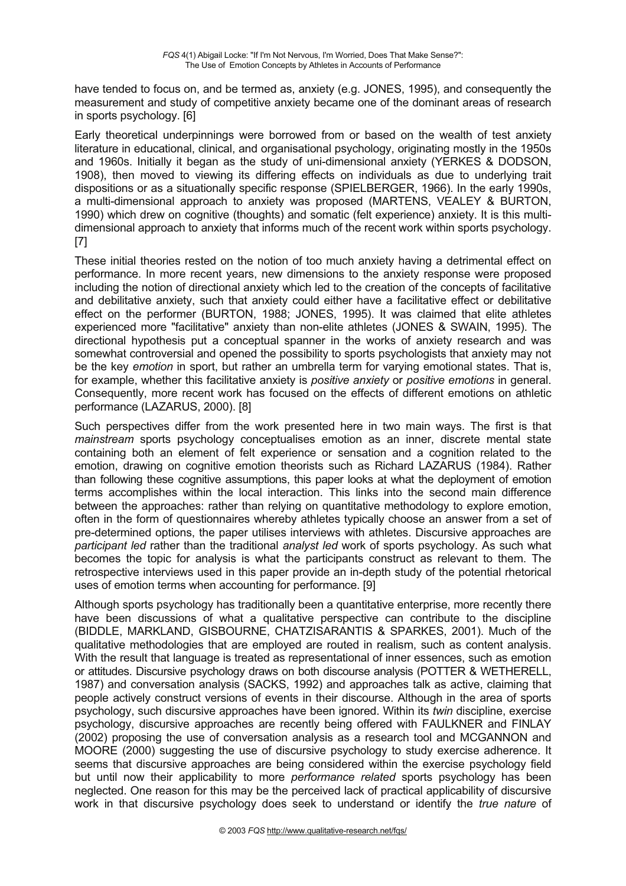have tended to focus on, and be termed as, anxiety (e.g. JONES, 1995), and consequently the measurement and study of competitive anxiety became one of the dominant areas of research in sports psychology. [6]

Early theoretical underpinnings were borrowed from or based on the wealth of test anxiety literature in educational, clinical, and organisational psychology, originating mostly in the 1950s and 1960s. Initially it began as the study of uni-dimensional anxiety (YERKES & DODSON, 1908), then moved to viewing its differing effects on individuals as due to underlying trait dispositions or as a situationally specific response (SPIELBERGER, 1966). In the early 1990s, a multi-dimensional approach to anxiety was proposed (MARTENS, VEALEY & BURTON, 1990) which drew on cognitive (thoughts) and somatic (felt experience) anxiety. It is this multi-dimensional approach to anxiety that informs much of the recent work within sports psychology. [7]

These initial theories rested on the notion of too much anxiety having a detrimental effect on performance. In more recent years, new dimensions to the anxiety response were proposed including the notion of directional anxiety which led to the creation of the concepts of facilitative and debilitative anxiety, such that anxiety could either have a facilitative effect or debilitative effect on the performer (BURTON, 1988; JONES, 1995). It was claimed that elite athletes experienced more "facilitative" anxiety than non-elite athletes (JONES & SWAIN, 1995). The directional hypothesis put a conceptual spanner in the works of anxiety research and was somewhat controversial and opened the possibility to sports psychologists that anxiety may not be the key *emotion* in sport, but rather an umbrella term for varying emotional states. That is, for example, whether this facilitative anxiety is *positive anxiety* or *positive emotions* in general. Consequently, more recent work has focused on the effects of different emotions on athletic performance (LAZARUS, 2000). [8]

Such perspectives differ from the work presented here in two main ways. The first is that *mainstream* sports psychology conceptualises emotion as an inner, discrete mental state containing both an element of felt experience or sensation and a cognition related to the emotion, drawing on cognitive emotion theorists such as Richard LAZARUS (1984). Rather than following these cognitive assumptions, this paper looks at what the deployment of emotion terms accomplishes within the local interaction. This links into the second main difference between the approaches: rather than relying on quantitative methodology to explore emotion, often in the form of questionnaires whereby athletes typically choose an answer from a set of pre-determined options, the paper utilises interviews with athletes. Discursive approaches are *participant led* rather than the traditional *analyst led* work of sports psychology. As such what becomes the topic for analysis is what the participants construct as relevant to them. The retrospective interviews used in this paper provide an in-depth study of the potential rhetorical uses of emotion terms when accounting for performance. [9]

Although sports psychology has traditionally been a quantitative enterprise, more recently there have been discussions of what a qualitative perspective can contribute to the discipline (BIDDLE, MARKLAND, GISBOURNE, CHATZISARANTIS & SPARKES, 2001). Much of the qualitative methodologies that are employed are routed in realism, such as content analysis. With the result that language is treated as representational of inner essences, such as emotion or attitudes. Discursive psychology draws on both discourse analysis (POTTER & WETHERELL, 1987) and conversation analysis (SACKS, 1992) and approaches talk as active, claiming that people actively construct versions of events in their discourse. Although in the area of sports psychology, such discursive approaches have been ignored. Within its *twin* discipline, exercise psychology, discursive approaches are recently being offered with FAULKNER and FINLAY (2002) proposing the use of conversation analysis as a research tool and MCGANNON and MOORE (2000) suggesting the use of discursive psychology to study exercise adherence. It seems that discursive approaches are being considered within the exercise psychology field but until now their applicability to more *performance related* sports psychology has been neglected. One reason for this may be the perceived lack of practical applicability of discursive work in that discursive psychology does seek to understand or identify the *true nature* of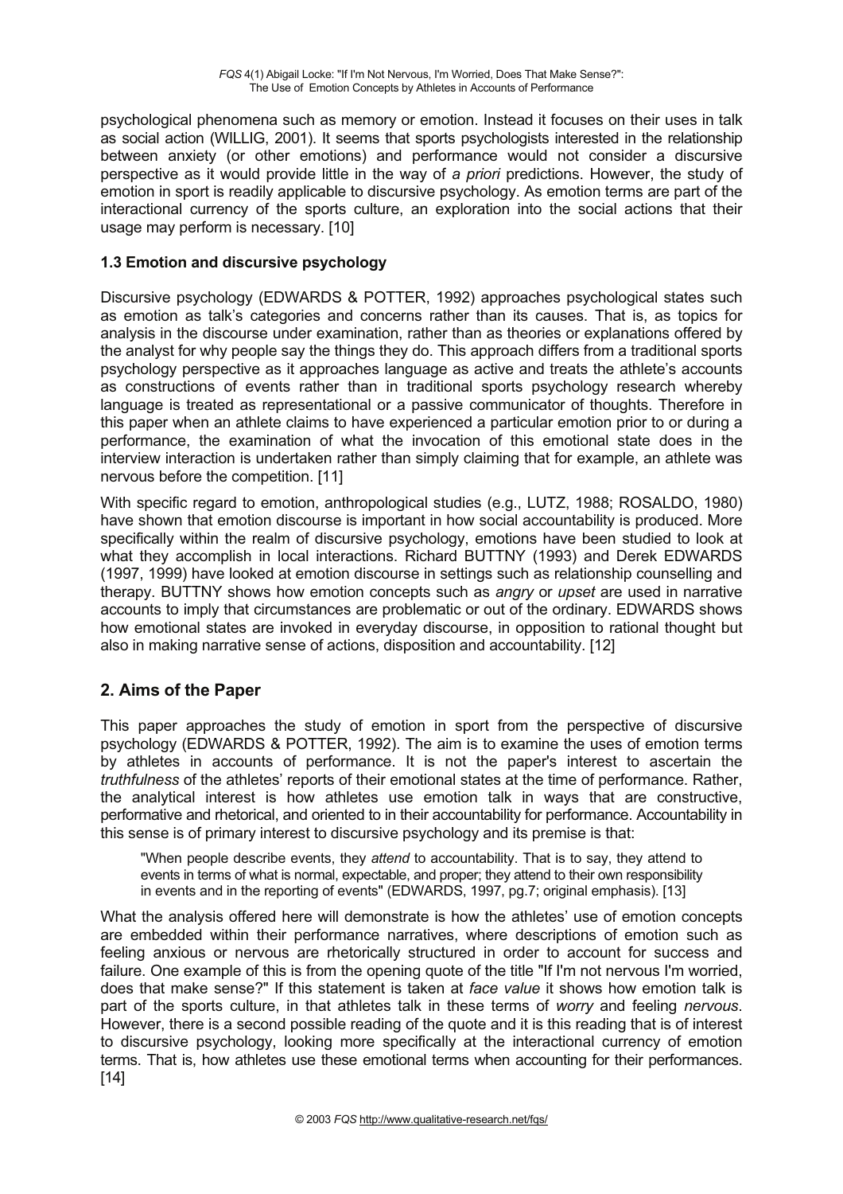psychological phenomena such as memory or emotion. Instead it focuses on their uses in talk as social action (WILLIG, 2001). It seems that sports psychologists interested in the relationship between anxiety (or other emotions) and performance would not consider a discursive perspective as it would provide little in the way of *a priori* predictions. However, the study of emotion in sport is readily applicable to discursive psychology. As emotion terms are part of the interactional currency of the sports culture, an exploration into the social actions that their usage may perform is necessary. [10]

### 1.3 Emotion and discursive psychology

Discursive psychology (EDWARDS & POTTER, 1992) approaches psychological states such as emotion as talk's categories and concerns rather than its causes. That is, as topics for analysis in the discourse under examination, rather than as theories or explanations offered by the analyst for why people say the things they do. This approach differs from a traditional sports psychology perspective as it approaches language as active and treats the athlete's accounts as constructions of events rather than in traditional sports psychology research whereby language is treated as representational or a passive communicator of thoughts. Therefore in this paper when an athlete claims to have experienced a particular emotion prior to or during a performance, the examination of what the invocation of this emotional state does in the interview interaction is undertaken rather than simply claiming that for example, an athlete was nervous before the competition. [11]

With specific regard to emotion, anthropological studies (e.g., LUTZ, 1988; ROSALDO, 1980) have shown that emotion discourse is important in how social accountability is produced. More specifically within the realm of discursive psychology, emotions have been studied to look at what they accomplish in local interactions. Richard BUTTNY (1993) and Derek EDWARDS (1997, 1999) have looked at emotion discourse in settings such as relationship counselling and therapy. BUTTNY shows how emotion concepts such as *angry* or *upset* are used in narrative accounts to imply that circumstances are problematic or out of the ordinary. EDWARDS shows how emotional states are invoked in everyday discourse, in opposition to rational thought but also in making narrative sense of actions, disposition and accountability. [12]

## 2. Aims of the Paper

This paper approaches the study of emotion in sport from the perspective of discursive psychology (EDWARDS & POTTER, 1992). The aim is to examine the uses of emotion terms by athletes in accounts of performance. It is not the paper's interest to ascertain the *truthfulness* of the athletes' reports of their emotional states at the time of performance. Rather, the analytical interest is how athletes use emotion talk in ways that are constructive, performative and rhetorical, and oriented to in their accountability for performance. Accountability in this sense is of primary interest to discursive psychology and its premise is that:

> "When people describe events, they *attend* to accountability. That is to say, they attend to events in terms of what is normal, expectable, and proper; they attend to their own responsibility in events and in the reporting of events" (EDWARDS, 1997, pg.7; original emphasis). [13]

What the analysis offered here will demonstrate is how the athletes' use of emotion concepts are embedded within their performance narratives, where descriptions of emotion such as feeling anxious or nervous are rhetorically structured in order to account for success and failure. One example of this is from the opening quote of the title "If I'm not nervous I'm worried, does that make sense?" If this statement is taken at *face value* it shows how emotion talk is part of the sports culture, in that athletes talk in these terms of *worry* and feeling *nervous*. However, there is a second possible reading of the quote and it is this reading that is of interest to discursive psychology, looking more specifically at the interactional currency of emotion terms. That is, how athletes use these emotional terms when accounting for their performances. [14]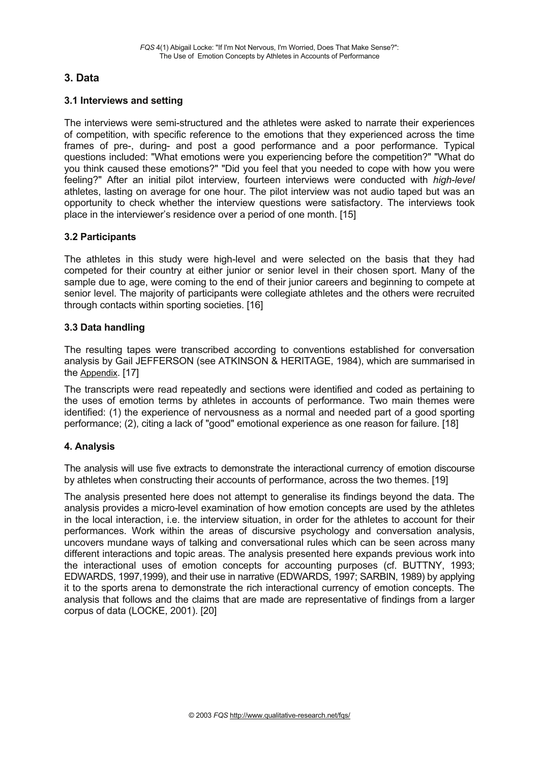## 3. Data

### 3.1 Interviews and setting

The interviews were semi-structured and the athletes were asked to narrate their experiences of competition, with specific reference to the emotions that they experienced across the time frames of pre-, during- and post a good performance and a poor performance. Typical questions included: "What emotions were you experiencing before the competition?" "What do you think caused these emotions?" "Did you feel that you needed to cope with how you were feeling?" After an initial pilot interview, fourteen interviews were conducted with *high-level* athletes, lasting on average for one hour. The pilot interview was not audio taped but was an opportunity to check whether the interview questions were satisfactory. The interviews took place in the interviewer's residence over a period of one month. [15]

### 3.2 Participants

The athletes in this study were high-level and were selected on the basis that they had competed for their country at either junior or senior level in their chosen sport. Many of the sample due to age, were coming to the end of their junior careers and beginning to compete at senior level. The majority of participants were collegiate athletes and the others were recruited through contacts within sporting societies. [16]

### 3.3 Data handling

The resulting tapes were transcribed according to conventions established for conversation analysis by Gail JEFFERSON (see ATKINSON & HERITAGE, 1984), which are summarised in the Appendix. [17]

The transcripts were read repeatedly and sections were identified and coded as pertaining to the uses of emotion terms by athletes in accounts of performance. Two main themes were identified: (1) the experience of nervousness as a normal and needed part of a good sporting performance; (2), citing a lack of "good" emotional experience as one reason for failure. [18]

## 4. Analysis

The analysis will use five extracts to demonstrate the interactional currency of emotion discourse by athletes when constructing their accounts of performance, across the two themes. [19]

The analysis presented here does not attempt to generalise its findings beyond the data. The analysis provides a micro-level examination of how emotion concepts are used by the athletes in the local interaction, i.e. the interview situation, in order for the athletes to account for their performances. Work within the areas of discursive psychology and conversation analysis, uncovers mundane ways of talking and conversational rules which can be seen across many different interactions and topic areas. The analysis presented here expands previous work into the interactional uses of emotion concepts for accounting purposes (cf. BUTTNY, 1993; EDWARDS, 1997,1999), and their use in narrative (EDWARDS, 1997; SARBIN, 1989) by applying it to the sports arena to demonstrate the rich interactional currency of emotion concepts. The analysis that follows and the claims that are made are representative of findings from a larger corpus of data (LOCKE, 2001). [20]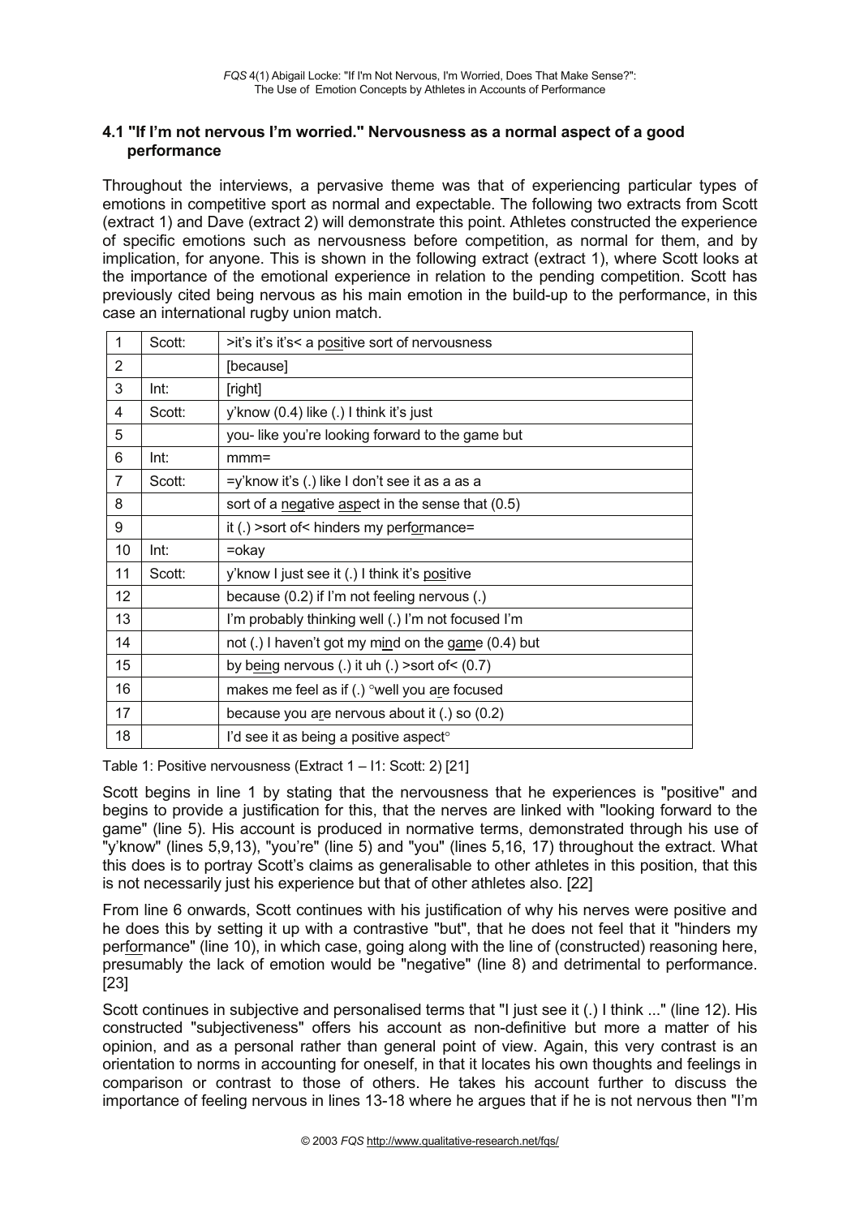### 4.1 "If I'm not nervous I'm worried." Nervousness as a normal aspect of a good performance

Throughout the interviews, a pervasive theme was that of experiencing particular types of emotions in competitive sport as normal and expectable. The following two extracts from Scott (extract 1) and Dave (extract 2) will demonstrate this point. Athletes constructed the experience of specific emotions such as nervousness before competition, as normal for them, and by implication, for anyone. This is shown in the following extract (extract 1), where Scott looks at the importance of the emotional experience in relation to the pending competition. Scott has previously cited being nervous as his main emotion in the build-up to the performance, in this case an international rugby union match.

| | | |
|---|---|---|
| 1 | Scott: | >it's it's it's< a positive sort of nervousness |
| 2 | | [because] |
| 3 | Int: | [right] |
| 4 | Scott: | y'know (0.4) like (.) I think it's just |
| 5 | | you- like you're looking forward to the game but |
| 6 | Int: | mmm= |
| 7 | Scott: | =y'know it's (.) like I don't see it as a as a |
| 8 | | sort of a negative aspect in the sense that (0.5) |
| 9 | | it (.) >sort of< hinders my performance= |
| 10 | Int: | =okay |
| 11 | Scott: | y'know I just see it (.) I think it's positive |
| 12 | | because (0.2) if I'm not feeling nervous (.) |
| 13 | | I'm probably thinking well (.) I'm not focused I'm |
| 14 | | not (.) I haven't got my mind on the game (0.4) but |
| 15 | | by being nervous (.) it uh (.) >sort of< (0.7) |
| 16 | | makes me feel as if (.) °well you are focused |
| 17 | | because you are nervous about it (.) so (0.2) |
| 18 | | I'd see it as being a positive aspect° |

Table 1: Positive nervousness (Extract 1 – I1: Scott: 2) [21]

Scott begins in line 1 by stating that the nervousness that he experiences is "positive" and begins to provide a justification for this, that the nerves are linked with "looking forward to the game" (line 5). His account is produced in normative terms, demonstrated through his use of "y'know" (lines 5,9,13), "you're" (line 5) and "you" (lines 5,16, 17) throughout the extract. What this does is to portray Scott's claims as generalisable to other athletes in this position, that this is not necessarily just his experience but that of other athletes also. [22]

From line 6 onwards, Scott continues with his justification of why his nerves were positive and he does this by setting it up with a contrastive "but", that he does not feel that it "hinders my performance" (line 10), in which case, going along with the line of (constructed) reasoning here, presumably the lack of emotion would be "negative" (line 8) and detrimental to performance. [23]

Scott continues in subjective and personalised terms that "I just see it (.) I think ..." (line 12). His constructed "subjectiveness" offers his account as non-definitive but more a matter of his opinion, and as a personal rather than general point of view. Again, this very contrast is an orientation to norms in accounting for oneself, in that it locates his own thoughts and feelings in comparison or contrast to those of others. He takes his account further to discuss the importance of feeling nervous in lines 13-18 where he argues that if he is not nervous then "I'm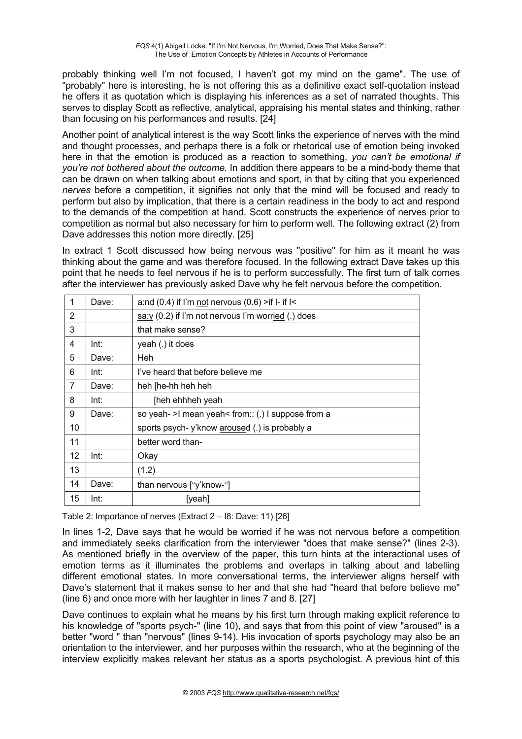probably thinking well I'm not focused, I haven't got my mind on the game". The use of "probably" here is interesting, he is not offering this as a definitive exact self-quotation instead he offers it as quotation which is displaying his inferences as a set of narrated thoughts. This serves to display Scott as reflective, analytical, appraising his mental states and thinking, rather than focusing on his performances and results. [24]

Another point of analytical interest is the way Scott links the experience of nerves with the mind and thought processes, and perhaps there is a folk or rhetorical use of emotion being invoked here in that the emotion is produced as a reaction to something, *you can't be emotional if you're not bothered about the outcome.* In addition there appears to be a mind-body theme that can be drawn on when talking about emotions and sport, in that by citing that you experienced *nerves* before a competition, it signifies not only that the mind will be focused and ready to perform but also by implication, that there is a certain readiness in the body to act and respond to the demands of the competition at hand. Scott constructs the experience of nerves prior to competition as normal but also necessary for him to perform well. The following extract (2) from Dave addresses this notion more directly. [25]

In extract 1 Scott discussed how being nervous was "positive" for him as it meant he was thinking about the game and was therefore focused. In the following extract Dave takes up this point that he needs to feel nervous if he is to perform successfully. The first turn of talk comes after the interviewer has previously asked Dave why he felt nervous before the competition.

| | | |
|---|---|---|
| 1 | Dave: | a:nd (0.4) if I'm <u>not</u> nervous (0.6) >if I- if I< |
| 2 | | <u>sa:y</u> (0.2) if I'm not nervous I'm worr<u>ied</u> (.) does |
| 3 | | that make sense? |
| 4 | Int: | yeah (.) it does |
| 5 | Dave: | Heh |
| 6 | Int: | I've heard that before believe me |
| 7 | Dave: | heh [he-hh heh heh |
| 8 | Int: | [heh ehhheh yeah |
| 9 | Dave: | so yeah- >I mean yeah< from:: (.) I suppose from a |
| 10 | | sports psych- y'know <u>arouse</u>d (.) is probably a |
| 11 | | better word than- |
| 12 | Int: | Okay |
| 13 | | (1.2) |
| 14 | Dave: | than nervous [°y'know-°] |
| 15 | Int: | [yeah] |

Table 2: Importance of nerves (Extract 2 – I8: Dave: 11) [26]

In lines 1-2, Dave says that he would be worried if he was not nervous before a competition and immediately seeks clarification from the interviewer "does that make sense?" (lines 2-3). As mentioned briefly in the overview of the paper, this turn hints at the interactional uses of emotion terms as it illuminates the problems and overlaps in talking about and labelling different emotional states. In more conversational terms, the interviewer aligns herself with Dave's statement that it makes sense to her and that she had "heard that before believe me" (line 6) and once more with her laughter in lines 7 and 8. [27]

Dave continues to explain what he means by his first turn through making explicit reference to his knowledge of "sports psych-" (line 10), and says that from this point of view "aroused" is a better "word " than "nervous" (lines 9-14). His invocation of sports psychology may also be an orientation to the interviewer, and her purposes within the research, who at the beginning of the interview explicitly makes relevant her status as a sports psychologist. A previous hint of this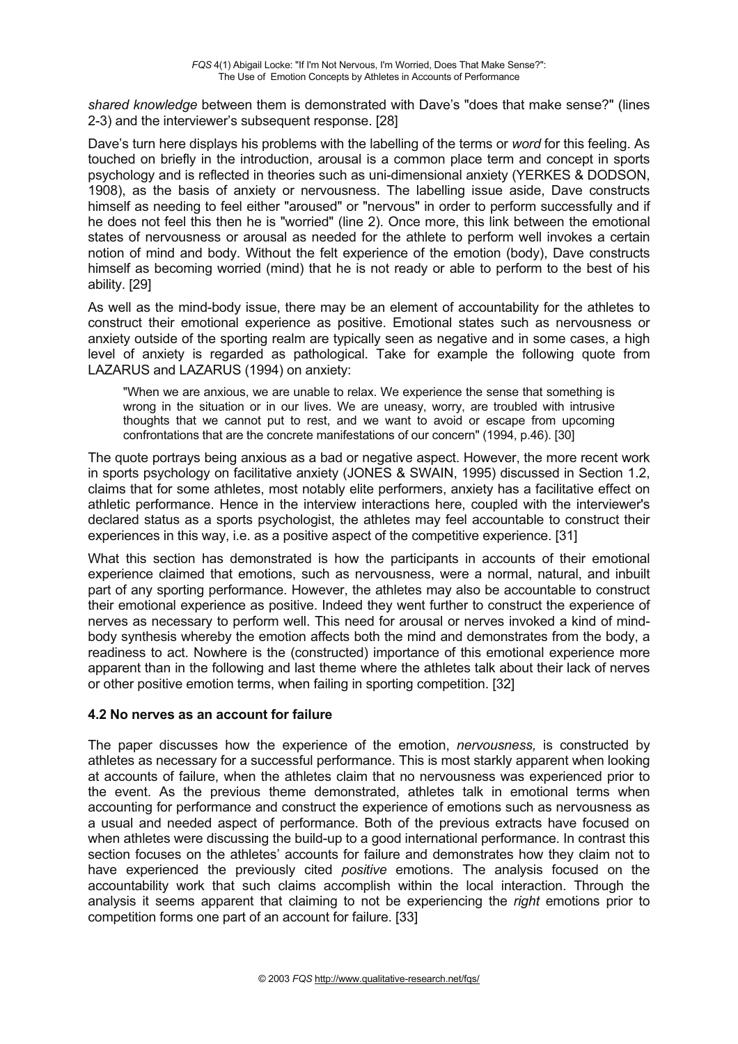*shared knowledge* between them is demonstrated with Dave's "does that make sense?" (lines 2-3) and the interviewer's subsequent response. [28]

Dave's turn here displays his problems with the labelling of the terms or *word* for this feeling. As touched on briefly in the introduction, arousal is a common place term and concept in sports psychology and is reflected in theories such as uni-dimensional anxiety (YERKES & DODSON, 1908), as the basis of anxiety or nervousness. The labelling issue aside, Dave constructs himself as needing to feel either "aroused" or "nervous" in order to perform successfully and if he does not feel this then he is "worried" (line 2). Once more, this link between the emotional states of nervousness or arousal as needed for the athlete to perform well invokes a certain notion of mind and body. Without the felt experience of the emotion (body), Dave constructs himself as becoming worried (mind) that he is not ready or able to perform to the best of his ability. [29]

As well as the mind-body issue, there may be an element of accountability for the athletes to construct their emotional experience as positive. Emotional states such as nervousness or anxiety outside of the sporting realm are typically seen as negative and in some cases, a high level of anxiety is regarded as pathological. Take for example the following quote from LAZARUS and LAZARUS (1994) on anxiety:

> "When we are anxious, we are unable to relax. We experience the sense that something is wrong in the situation or in our lives. We are uneasy, worry, are troubled with intrusive thoughts that we cannot put to rest, and we want to avoid or escape from upcoming confrontations that are the concrete manifestations of our concern" (1994, p.46). [30]

The quote portrays being anxious as a bad or negative aspect. However, the more recent work in sports psychology on facilitative anxiety (JONES & SWAIN, 1995) discussed in Section 1.2, claims that for some athletes, most notably elite performers, anxiety has a facilitative effect on athletic performance. Hence in the interview interactions here, coupled with the interviewer's declared status as a sports psychologist, the athletes may feel accountable to construct their experiences in this way, i.e. as a positive aspect of the competitive experience. [31]

What this section has demonstrated is how the participants in accounts of their emotional experience claimed that emotions, such as nervousness, were a normal, natural, and inbuilt part of any sporting performance. However, the athletes may also be accountable to construct their emotional experience as positive. Indeed they went further to construct the experience of nerves as necessary to perform well. This need for arousal or nerves invoked a kind of mind-body synthesis whereby the emotion affects both the mind and demonstrates from the body, a readiness to act. Nowhere is the (constructed) importance of this emotional experience more apparent than in the following and last theme where the athletes talk about their lack of nerves or other positive emotion terms, when failing in sporting competition. [32]

### 4.2 No nerves as an account for failure

The paper discusses how the experience of the emotion, *nervousness,* is constructed by athletes as necessary for a successful performance. This is most starkly apparent when looking at accounts of failure, when the athletes claim that no nervousness was experienced prior to the event. As the previous theme demonstrated, athletes talk in emotional terms when accounting for performance and construct the experience of emotions such as nervousness as a usual and needed aspect of performance. Both of the previous extracts have focused on when athletes were discussing the build-up to a good international performance. In contrast this section focuses on the athletes' accounts for failure and demonstrates how they claim not to have experienced the previously cited *positive* emotions. The analysis focused on the accountability work that such claims accomplish within the local interaction. Through the analysis it seems apparent that claiming to not be experiencing the *right* emotions prior to competition forms one part of an account for failure. [33]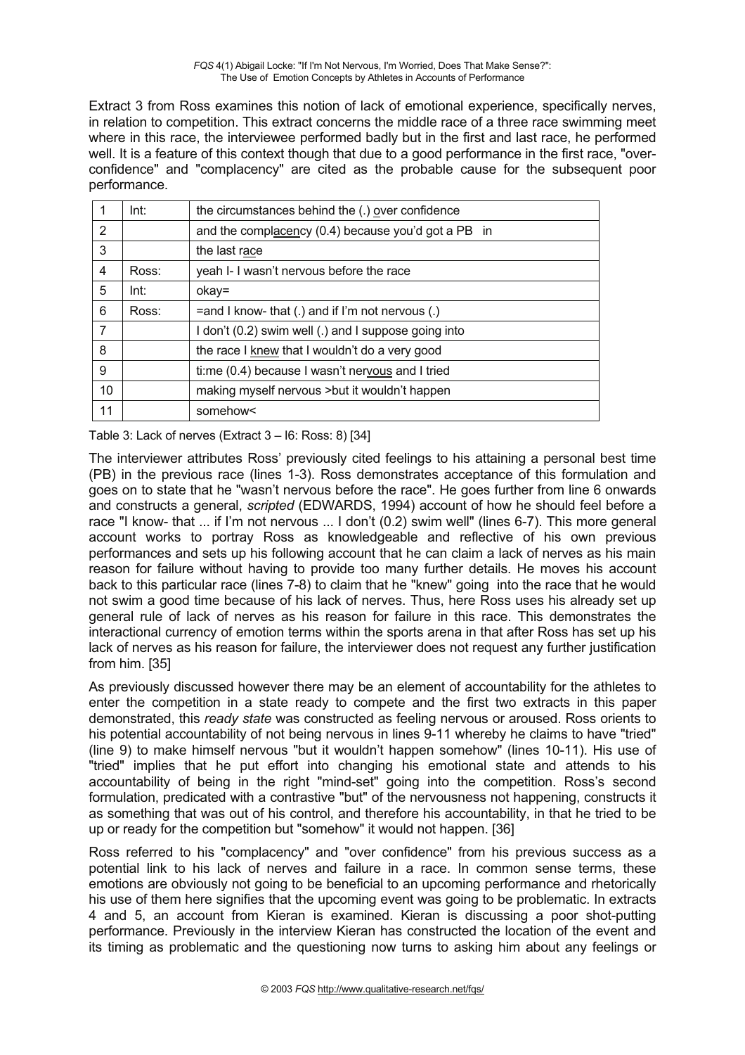Extract 3 from Ross examines this notion of lack of emotional experience, specifically nerves, in relation to competition. This extract concerns the middle race of a three race swimming meet where in this race, the interviewee performed badly but in the first and last race, he performed well. It is a feature of this context though that due to a good performance in the first race, "over-confidence" and "complacency" are cited as the probable cause for the subsequent poor performance.

| | | |
|---|---|---|
| 1 | Int: | the circumstances behind the (.) over confidence |
| 2 | | and the complacency (0.4) because you'd got a PB in |
| 3 | | the last race |
| 4 | Ross: | yeah I- I wasn't nervous before the race |
| 5 | Int: | okay= |
| 6 | Ross: | =and I know- that (.) and if I'm not nervous (.) |
| 7 | | I don't (0.2) swim well (.) and I suppose going into |
| 8 | | the race I knew that I wouldn't do a very good |
| 9 | | ti:me (0.4) because I wasn't nervous and I tried |
| 10 | | making myself nervous >but it wouldn't happen |
| 11 | | somehow< |

Table 3: Lack of nerves (Extract 3 – I6: Ross: 8) [34]

The interviewer attributes Ross' previously cited feelings to his attaining a personal best time (PB) in the previous race (lines 1-3). Ross demonstrates acceptance of this formulation and goes on to state that he "wasn't nervous before the race". He goes further from line 6 onwards and constructs a general, *scripted* (EDWARDS, 1994) account of how he should feel before a race "I know- that ... if I'm not nervous ... I don't (0.2) swim well" (lines 6-7). This more general account works to portray Ross as knowledgeable and reflective of his own previous performances and sets up his following account that he can claim a lack of nerves as his main reason for failure without having to provide too many further details. He moves his account back to this particular race (lines 7-8) to claim that he "knew" going into the race that he would not swim a good time because of his lack of nerves. Thus, here Ross uses his already set up general rule of lack of nerves as his reason for failure in this race. This demonstrates the interactional currency of emotion terms within the sports arena in that after Ross has set up his lack of nerves as his reason for failure, the interviewer does not request any further justification from him. [35]

As previously discussed however there may be an element of accountability for the athletes to enter the competition in a state ready to compete and the first two extracts in this paper demonstrated, this *ready state* was constructed as feeling nervous or aroused. Ross orients to his potential accountability of not being nervous in lines 9-11 whereby he claims to have "tried" (line 9) to make himself nervous "but it wouldn't happen somehow" (lines 10-11). His use of "tried" implies that he put effort into changing his emotional state and attends to his accountability of being in the right "mind-set" going into the competition. Ross's second formulation, predicated with a contrastive "but" of the nervousness not happening, constructs it as something that was out of his control, and therefore his accountability, in that he tried to be up or ready for the competition but "somehow" it would not happen. [36]

Ross referred to his "complacency" and "over confidence" from his previous success as a potential link to his lack of nerves and failure in a race. In common sense terms, these emotions are obviously not going to be beneficial to an upcoming performance and rhetorically his use of them here signifies that the upcoming event was going to be problematic. In extracts 4 and 5, an account from Kieran is examined. Kieran is discussing a poor shot-putting performance. Previously in the interview Kieran has constructed the location of the event and its timing as problematic and the questioning now turns to asking him about any feelings or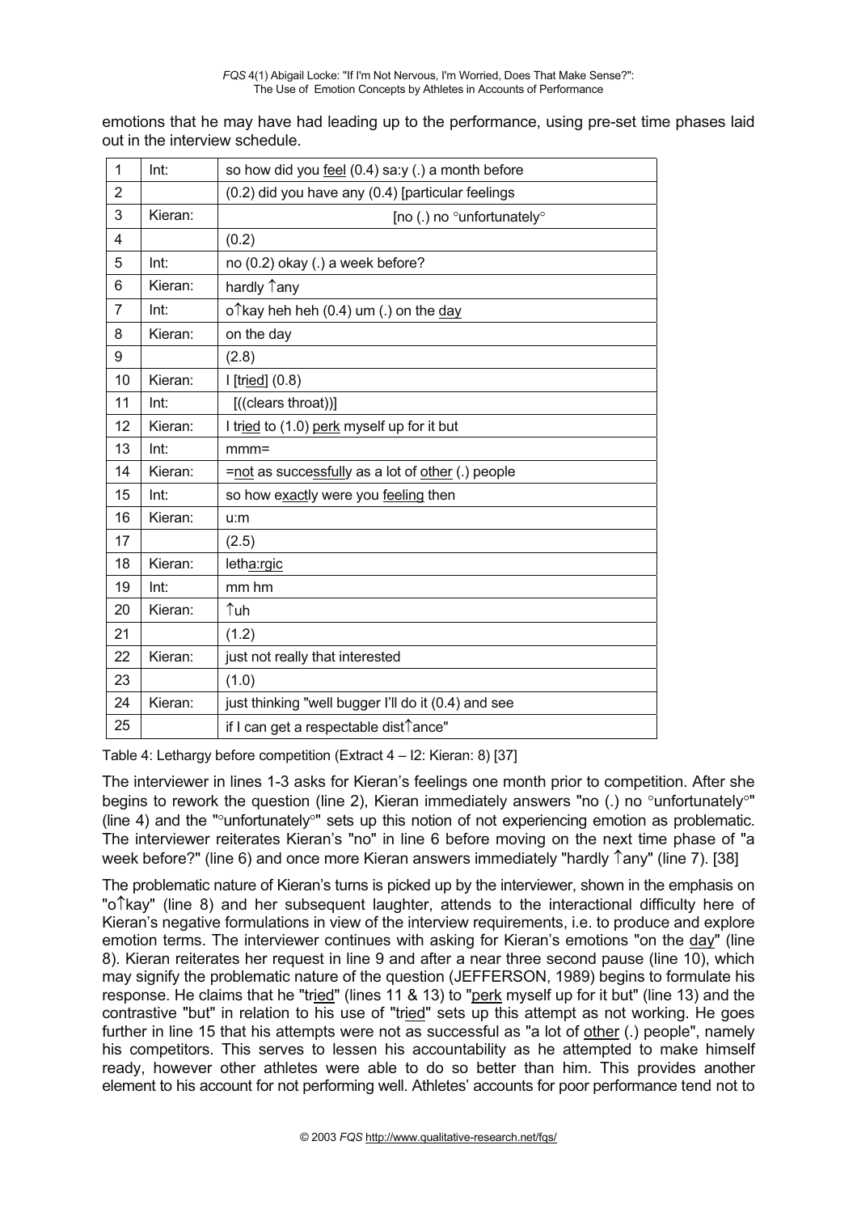emotions that he may have had leading up to the performance, using pre-set time phases laid out in the interview schedule.

| 1 | Int: | so how did you feel (0.4) sa:y (.) a month before |
|---|---|---|
| 2 | | (0.2) did you have any (0.4) [particular feelings |
| 3 | Kieran: | [no (.) no °unfortunately° |
| 4 | | (0.2) |
| 5 | Int: | no (0.2) okay (.) a week before? |
| 6 | Kieran: | hardly ↑any |
| 7 | Int: | o↑kay heh heh (0.4) um (.) on the day |
| 8 | Kieran: | on the day |
| 9 | | (2.8) |
| 10 | Kieran: | I [tried] (0.8) |
| 11 | Int: | [((clears throat))] |
| 12 | Kieran: | I tried to (1.0) perk myself up for it but |
| 13 | Int: | mmm= |
| 14 | Kieran: | =not as successfully as a lot of other (.) people |
| 15 | Int: | so how exactly were you feeling then |
| 16 | Kieran: | u:m |
| 17 | | (2.5) |
| 18 | Kieran: | letha:rgic |
| 19 | Int: | mm hm |
| 20 | Kieran: | ↑uh |
| 21 | | (1.2) |
| 22 | Kieran: | just not really that interested |
| 23 | | (1.0) |
| 24 | Kieran: | just thinking "well bugger I'll do it (0.4) and see |
| 25 | | if I can get a respectable dist↑ance" |

Table 4: Lethargy before competition (Extract 4 – I2: Kieran: 8) [37]

The interviewer in lines 1-3 asks for Kieran's feelings one month prior to competition. After she begins to rework the question (line 2), Kieran immediately answers "no (.) no °unfortunately°" (line 4) and the "°unfortunately°" sets up this notion of not experiencing emotion as problematic. The interviewer reiterates Kieran's "no" in line 6 before moving on the next time phase of "a week before?" (line 6) and once more Kieran answers immediately "hardly ↑any" (line 7). [38]

The problematic nature of Kieran's turns is picked up by the interviewer, shown in the emphasis on "o↑kay" (line 8) and her subsequent laughter, attends to the interactional difficulty here of Kieran's negative formulations in view of the interview requirements, i.e. to produce and explore emotion terms. The interviewer continues with asking for Kieran's emotions "on the day" (line 8). Kieran reiterates her request in line 9 and after a near three second pause (line 10), which may signify the problematic nature of the question (JEFFERSON, 1989) begins to formulate his response. He claims that he "tried" (lines 11 & 13) to "perk myself up for it but" (line 13) and the contrastive "but" in relation to his use of "tried" sets up this attempt as not working. He goes further in line 15 that his attempts were not as successful as "a lot of other (.) people", namely his competitors. This serves to lessen his accountability as he attempted to make himself ready, however other athletes were able to do so better than him. This provides another element to his account for not performing well. Athletes' accounts for poor performance tend not to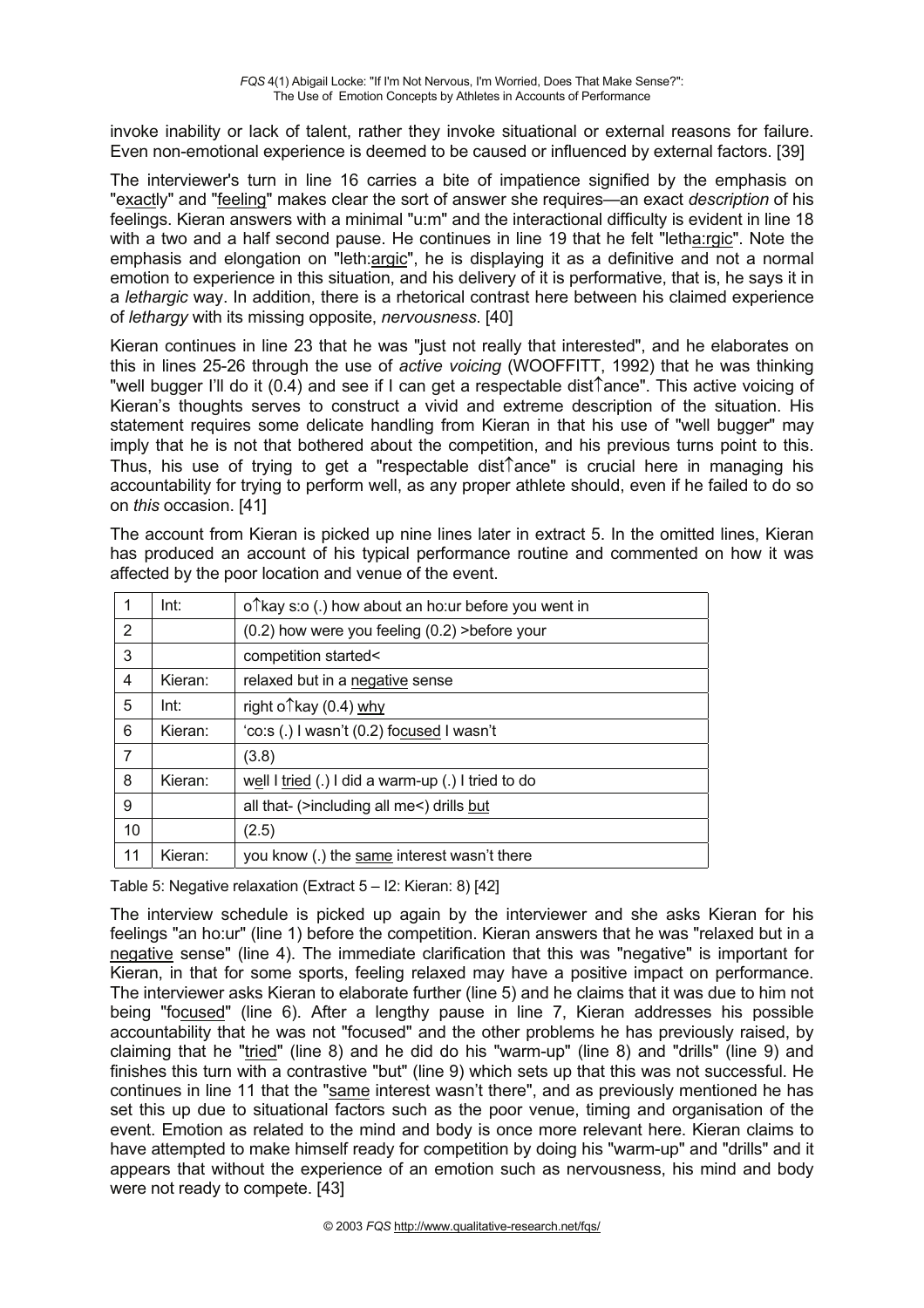invoke inability or lack of talent, rather they invoke situational or external reasons for failure. Even non-emotional experience is deemed to be caused or influenced by external factors. [39]

The interviewer's turn in line 16 carries a bite of impatience signified by the emphasis on "exactly" and "feeling" makes clear the sort of answer she requires—an exact *description* of his feelings. Kieran answers with a minimal "u:m" and the interactional difficulty is evident in line 18 with a two and a half second pause. He continues in line 19 that he felt "letha:rgic". Note the emphasis and elongation on "leth:argic", he is displaying it as a definitive and not a normal emotion to experience in this situation, and his delivery of it is performative, that is, he says it in a *lethargic* way. In addition, there is a rhetorical contrast here between his claimed experience of *lethargy* with its missing opposite, *nervousness*. [40]

Kieran continues in line 23 that he was "just not really that interested", and he elaborates on this in lines 25-26 through the use of *active voicing* (WOOFFITT, 1992) that he was thinking "well bugger I'll do it (0.4) and see if I can get a respectable dist↑ance". This active voicing of Kieran's thoughts serves to construct a vivid and extreme description of the situation. His statement requires some delicate handling from Kieran in that his use of "well bugger" may imply that he is not that bothered about the competition, and his previous turns point to this. Thus, his use of trying to get a "respectable dist↑ance" is crucial here in managing his accountability for trying to perform well, as any proper athlete should, even if he failed to do so on *this* occasion. [41]

The account from Kieran is picked up nine lines later in extract 5. In the omitted lines, Kieran has produced an account of his typical performance routine and commented on how it was affected by the poor location and venue of the event.

| 1 | Int: | o↑kay s:o (.) how about an ho:ur before you went in |
|---|---|---|
| 2 | | (0.2) how were you feeling (0.2) >before your |
| 3 | | competition started< |
| 4 | Kieran: | relaxed but in a negative sense |
| 5 | Int: | right o↑kay (0.4) why |
| 6 | Kieran: | 'co:s (.) I wasn't (0.2) focused I wasn't |
| 7 | | (3.8) |
| 8 | Kieran: | well I tried (.) I did a warm-up (.) I tried to do |
| 9 | | all that- (>including all me<) drills but |
| 10 | | (2.5) |
| 11 | Kieran: | you know (.) the same interest wasn't there |

Table 5: Negative relaxation (Extract 5 – I2: Kieran: 8) [42]

The interview schedule is picked up again by the interviewer and she asks Kieran for his feelings "an ho:ur" (line 1) before the competition. Kieran answers that he was "relaxed but in a negative sense" (line 4). The immediate clarification that this was "negative" is important for Kieran, in that for some sports, feeling relaxed may have a positive impact on performance. The interviewer asks Kieran to elaborate further (line 5) and he claims that it was due to him not being "focused" (line 6). After a lengthy pause in line 7, Kieran addresses his possible accountability that he was not "focused" and the other problems he has previously raised, by claiming that he "tried" (line 8) and he did do his "warm-up" (line 8) and "drills" (line 9) and finishes this turn with a contrastive "but" (line 9) which sets up that this was not successful. He continues in line 11 that the "same interest wasn't there", and as previously mentioned he has set this up due to situational factors such as the poor venue, timing and organisation of the event. Emotion as related to the mind and body is once more relevant here. Kieran claims to have attempted to make himself ready for competition by doing his "warm-up" and "drills" and it appears that without the experience of an emotion such as nervousness, his mind and body were not ready to compete. [43]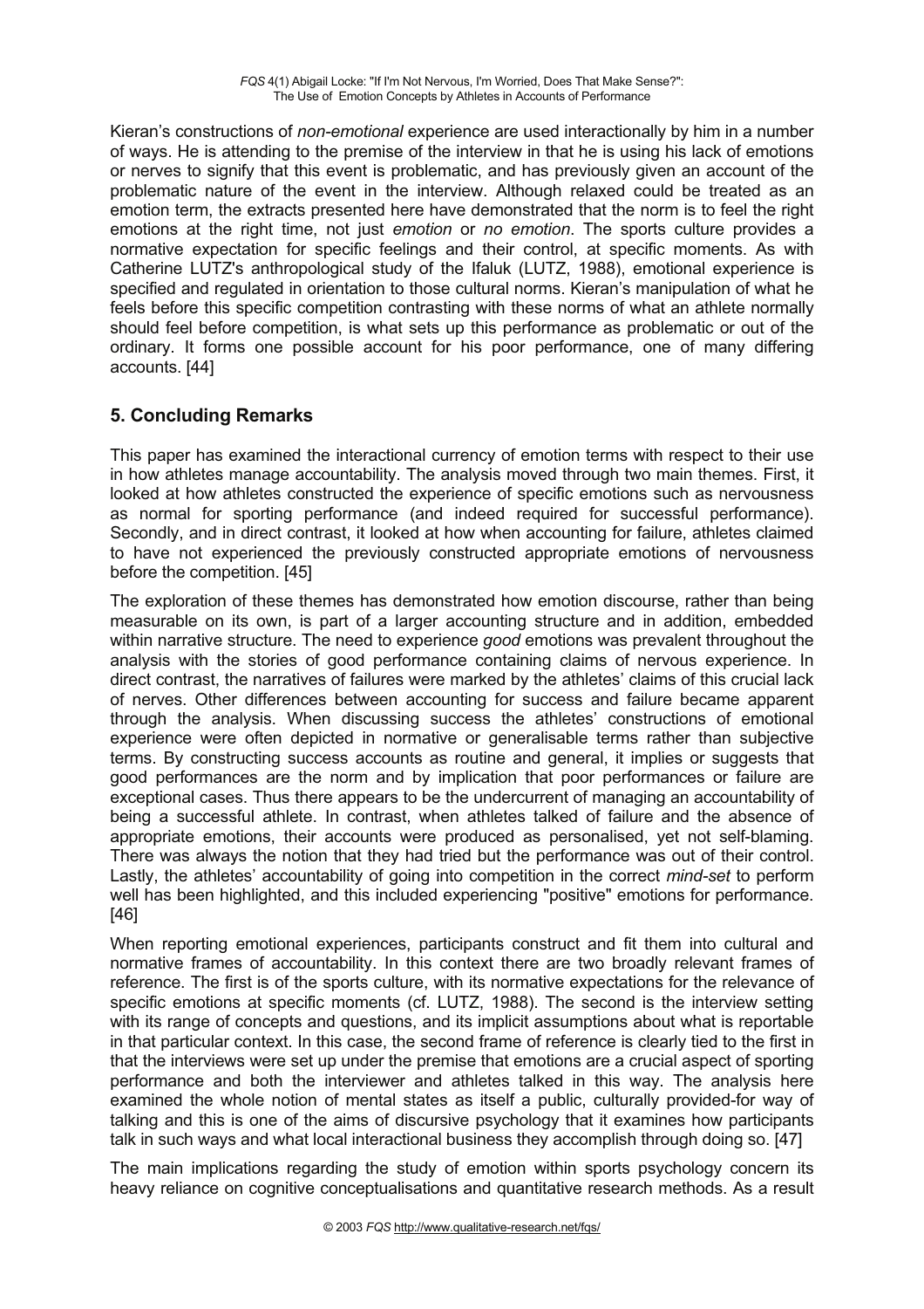Kieran's constructions of *non-emotional* experience are used interactionally by him in a number of ways. He is attending to the premise of the interview in that he is using his lack of emotions or nerves to signify that this event is problematic, and has previously given an account of the problematic nature of the event in the interview. Although relaxed could be treated as an emotion term, the extracts presented here have demonstrated that the norm is to feel the right emotions at the right time, not just *emotion* or *no emotion*. The sports culture provides a normative expectation for specific feelings and their control, at specific moments. As with Catherine LUTZ's anthropological study of the Ifaluk (LUTZ, 1988), emotional experience is specified and regulated in orientation to those cultural norms. Kieran's manipulation of what he feels before this specific competition contrasting with these norms of what an athlete normally should feel before competition, is what sets up this performance as problematic or out of the ordinary. It forms one possible account for his poor performance, one of many differing accounts. [44]

## 5. Concluding Remarks

This paper has examined the interactional currency of emotion terms with respect to their use in how athletes manage accountability. The analysis moved through two main themes. First, it looked at how athletes constructed the experience of specific emotions such as nervousness as normal for sporting performance (and indeed required for successful performance). Secondly, and in direct contrast, it looked at how when accounting for failure, athletes claimed to have not experienced the previously constructed appropriate emotions of nervousness before the competition. [45]

The exploration of these themes has demonstrated how emotion discourse, rather than being measurable on its own, is part of a larger accounting structure and in addition, embedded within narrative structure. The need to experience *good* emotions was prevalent throughout the analysis with the stories of good performance containing claims of nervous experience. In direct contrast, the narratives of failures were marked by the athletes' claims of this crucial lack of nerves. Other differences between accounting for success and failure became apparent through the analysis. When discussing success the athletes' constructions of emotional experience were often depicted in normative or generalisable terms rather than subjective terms. By constructing success accounts as routine and general, it implies or suggests that good performances are the norm and by implication that poor performances or failure are exceptional cases. Thus there appears to be the undercurrent of managing an accountability of being a successful athlete. In contrast, when athletes talked of failure and the absence of appropriate emotions, their accounts were produced as personalised, yet not self-blaming. There was always the notion that they had tried but the performance was out of their control. Lastly, the athletes' accountability of going into competition in the correct *mind-set* to perform well has been highlighted, and this included experiencing "positive" emotions for performance. [46]

When reporting emotional experiences, participants construct and fit them into cultural and normative frames of accountability. In this context there are two broadly relevant frames of reference. The first is of the sports culture, with its normative expectations for the relevance of specific emotions at specific moments (cf. LUTZ, 1988). The second is the interview setting with its range of concepts and questions, and its implicit assumptions about what is reportable in that particular context. In this case, the second frame of reference is clearly tied to the first in that the interviews were set up under the premise that emotions are a crucial aspect of sporting performance and both the interviewer and athletes talked in this way. The analysis here examined the whole notion of mental states as itself a public, culturally provided-for way of talking and this is one of the aims of discursive psychology that it examines how participants talk in such ways and what local interactional business they accomplish through doing so. [47]

The main implications regarding the study of emotion within sports psychology concern its heavy reliance on cognitive conceptualisations and quantitative research methods. As a result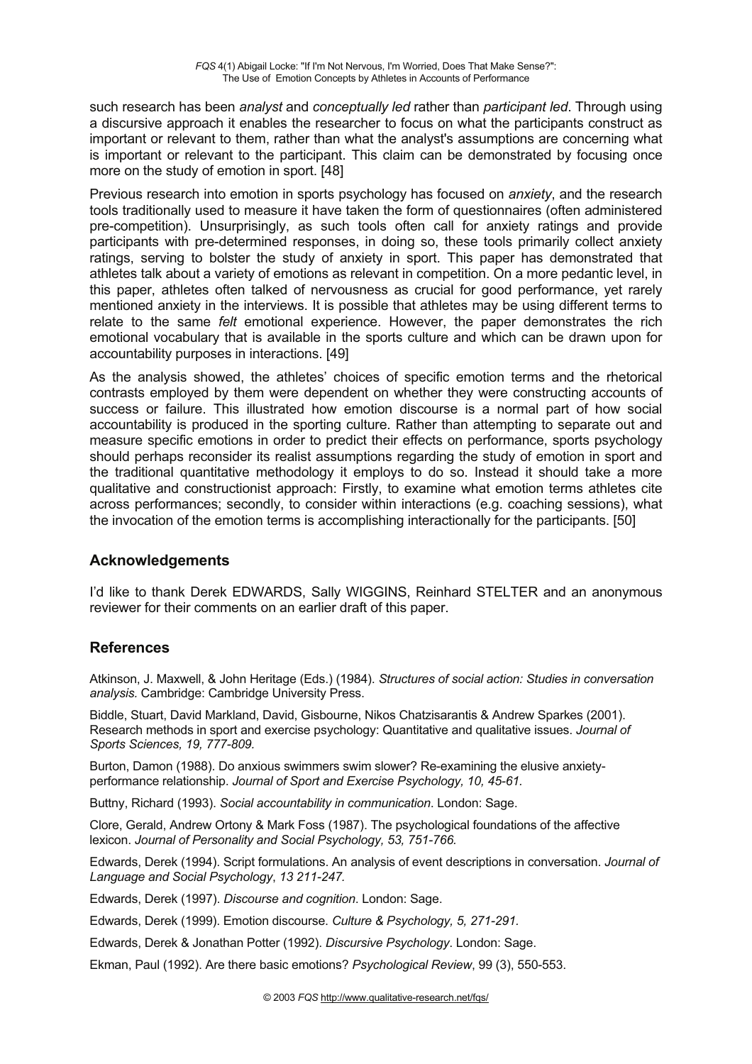such research has been *analyst* and *conceptually led* rather than *participant led*. Through using a discursive approach it enables the researcher to focus on what the participants construct as important or relevant to them, rather than what the analyst's assumptions are concerning what is important or relevant to the participant. This claim can be demonstrated by focusing once more on the study of emotion in sport. [48]

Previous research into emotion in sports psychology has focused on *anxiety*, and the research tools traditionally used to measure it have taken the form of questionnaires (often administered pre-competition). Unsurprisingly, as such tools often call for anxiety ratings and provide participants with pre-determined responses, in doing so, these tools primarily collect anxiety ratings, serving to bolster the study of anxiety in sport. This paper has demonstrated that athletes talk about a variety of emotions as relevant in competition. On a more pedantic level, in this paper, athletes often talked of nervousness as crucial for good performance, yet rarely mentioned anxiety in the interviews. It is possible that athletes may be using different terms to relate to the same *felt* emotional experience. However, the paper demonstrates the rich emotional vocabulary that is available in the sports culture and which can be drawn upon for accountability purposes in interactions. [49]

As the analysis showed, the athletes' choices of specific emotion terms and the rhetorical contrasts employed by them were dependent on whether they were constructing accounts of success or failure. This illustrated how emotion discourse is a normal part of how social accountability is produced in the sporting culture. Rather than attempting to separate out and measure specific emotions in order to predict their effects on performance, sports psychology should perhaps reconsider its realist assumptions regarding the study of emotion in sport and the traditional quantitative methodology it employs to do so. Instead it should take a more qualitative and constructionist approach: Firstly, to examine what emotion terms athletes cite across performances; secondly, to consider within interactions (e.g. coaching sessions), what the invocation of the emotion terms is accomplishing interactionally for the participants. [50]

## Acknowledgements

I'd like to thank Derek EDWARDS, Sally WIGGINS, Reinhard STELTER and an anonymous reviewer for their comments on an earlier draft of this paper.

## References

Atkinson, J. Maxwell, & John Heritage (Eds.) (1984). *Structures of social action: Studies in conversation analysis.* Cambridge: Cambridge University Press.

Biddle, Stuart, David Markland, David, Gisbourne, Nikos Chatzisarantis & Andrew Sparkes (2001). Research methods in sport and exercise psychology: Quantitative and qualitative issues. *Journal of Sports Sciences, 19, 777-809.*

Burton, Damon (1988). Do anxious swimmers swim slower? Re-examining the elusive anxiety-performance relationship. *Journal of Sport and Exercise Psychology, 10, 45-61.*

Buttny, Richard (1993). *Social accountability in communication*. London: Sage.

Clore, Gerald, Andrew Ortony & Mark Foss (1987). The psychological foundations of the affective lexicon. *Journal of Personality and Social Psychology, 53, 751-766.*

Edwards, Derek (1994). Script formulations. An analysis of event descriptions in conversation. *Journal of Language and Social Psychology*, *13 211-247.*

Edwards, Derek (1997). *Discourse and cognition*. London: Sage.

Edwards, Derek (1999). Emotion discourse*. Culture & Psychology, 5, 271-291.*

Edwards, Derek & Jonathan Potter (1992). *Discursive Psychology*. London: Sage.

Ekman, Paul (1992). Are there basic emotions? *Psychological Review*, 99 (3), 550-553.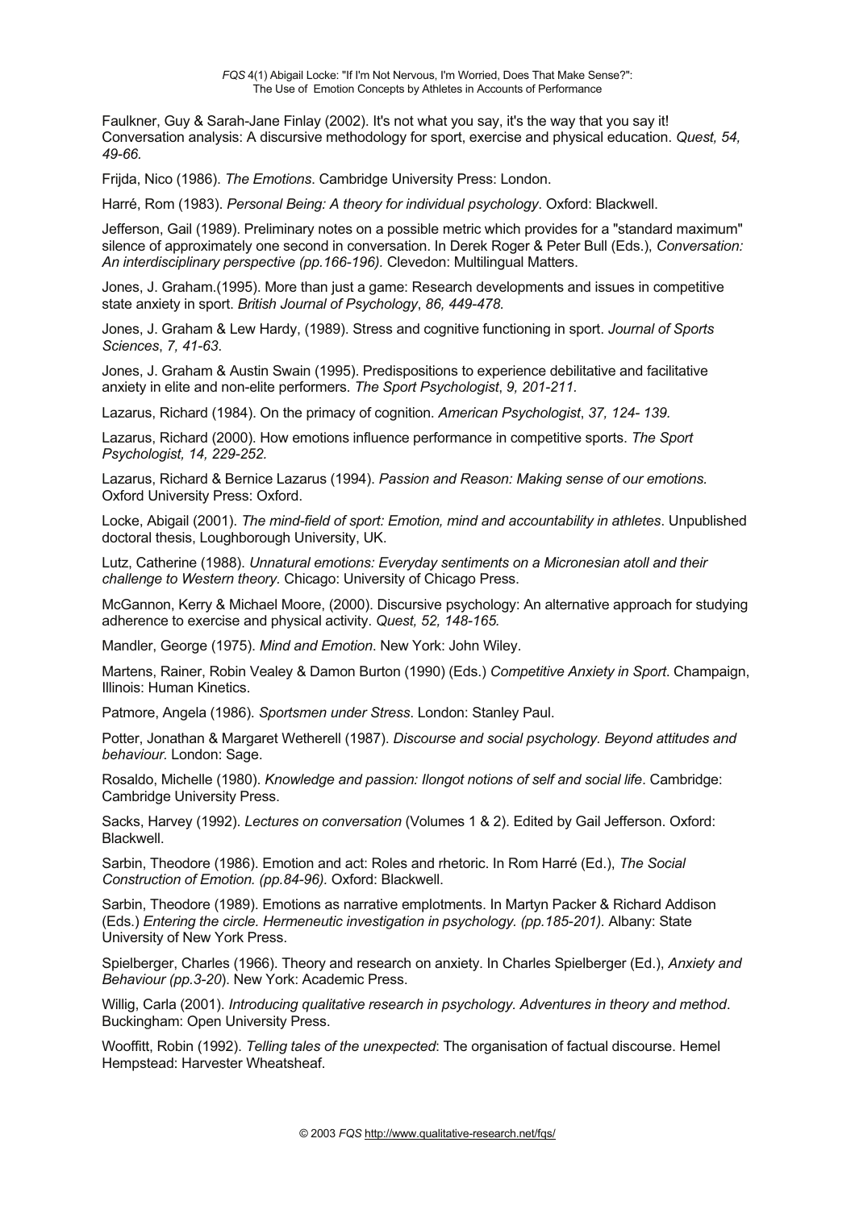Faulkner, Guy & Sarah-Jane Finlay (2002). It's not what you say, it's the way that you say it! Conversation analysis: A discursive methodology for sport, exercise and physical education. *Quest, 54, 49-66.*

Frijda, Nico (1986). *The Emotions*. Cambridge University Press: London.

Harré, Rom (1983). *Personal Being: A theory for individual psychology*. Oxford: Blackwell.

Jefferson, Gail (1989). Preliminary notes on a possible metric which provides for a "standard maximum" silence of approximately one second in conversation. In Derek Roger & Peter Bull (Eds.), *Conversation: An interdisciplinary perspective (pp.166-196).* Clevedon: Multilingual Matters.

Jones, J. Graham.(1995). More than just a game: Research developments and issues in competitive state anxiety in sport. *British Journal of Psychology*, *86, 449-478.*

Jones, J. Graham & Lew Hardy, (1989). Stress and cognitive functioning in sport. *Journal of Sports Sciences*, *7, 41-63*.

Jones, J. Graham & Austin Swain (1995). Predispositions to experience debilitative and facilitative anxiety in elite and non-elite performers. *The Sport Psychologist*, *9, 201-211*.

Lazarus, Richard (1984). On the primacy of cognition. *American Psychologist*, *37, 124- 139.*

Lazarus, Richard (2000). How emotions influence performance in competitive sports. *The Sport Psychologist, 14, 229-252.*

Lazarus, Richard & Bernice Lazarus (1994). *Passion and Reason: Making sense of our emotions.* Oxford University Press: Oxford.

Locke, Abigail (2001). *The mind-field of sport: Emotion, mind and accountability in athletes*. Unpublished doctoral thesis, Loughborough University, UK.

Lutz, Catherine (1988). *Unnatural emotions: Everyday sentiments on a Micronesian atoll and their challenge to Western theory.* Chicago: University of Chicago Press.

McGannon, Kerry & Michael Moore, (2000). Discursive psychology: An alternative approach for studying adherence to exercise and physical activity. *Quest, 52, 148-165.*

Mandler, George (1975). *Mind and Emotion*. New York: John Wiley.

Martens, Rainer, Robin Vealey & Damon Burton (1990) (Eds.) *Competitive Anxiety in Sport*. Champaign, Illinois: Human Kinetics.

Patmore, Angela (1986). *Sportsmen under Stress*. London: Stanley Paul.

Potter, Jonathan & Margaret Wetherell (1987). *Discourse and social psychology. Beyond attitudes and behaviour*. London: Sage.

Rosaldo, Michelle (1980). *Knowledge and passion: Ilongot notions of self and social life*. Cambridge: Cambridge University Press.

Sacks, Harvey (1992). *Lectures on conversation* (Volumes 1 & 2). Edited by Gail Jefferson. Oxford: Blackwell.

Sarbin, Theodore (1986). Emotion and act: Roles and rhetoric. In Rom Harré (Ed.), *The Social Construction of Emotion. (pp.84-96).* Oxford: Blackwell.

Sarbin, Theodore (1989). Emotions as narrative emplotments. In Martyn Packer & Richard Addison (Eds.) *Entering the circle. Hermeneutic investigation in psychology. (pp.185-201).* Albany: State University of New York Press.

Spielberger, Charles (1966). Theory and research on anxiety. In Charles Spielberger (Ed.), *Anxiety and Behaviour (pp.3-20*). New York: Academic Press.

Willig, Carla (2001). *Introducing qualitative research in psychology. Adventures in theory and method*. Buckingham: Open University Press.

Wooffitt, Robin (1992). *Telling tales of the unexpected*: The organisation of factual discourse. Hemel Hempstead: Harvester Wheatsheaf.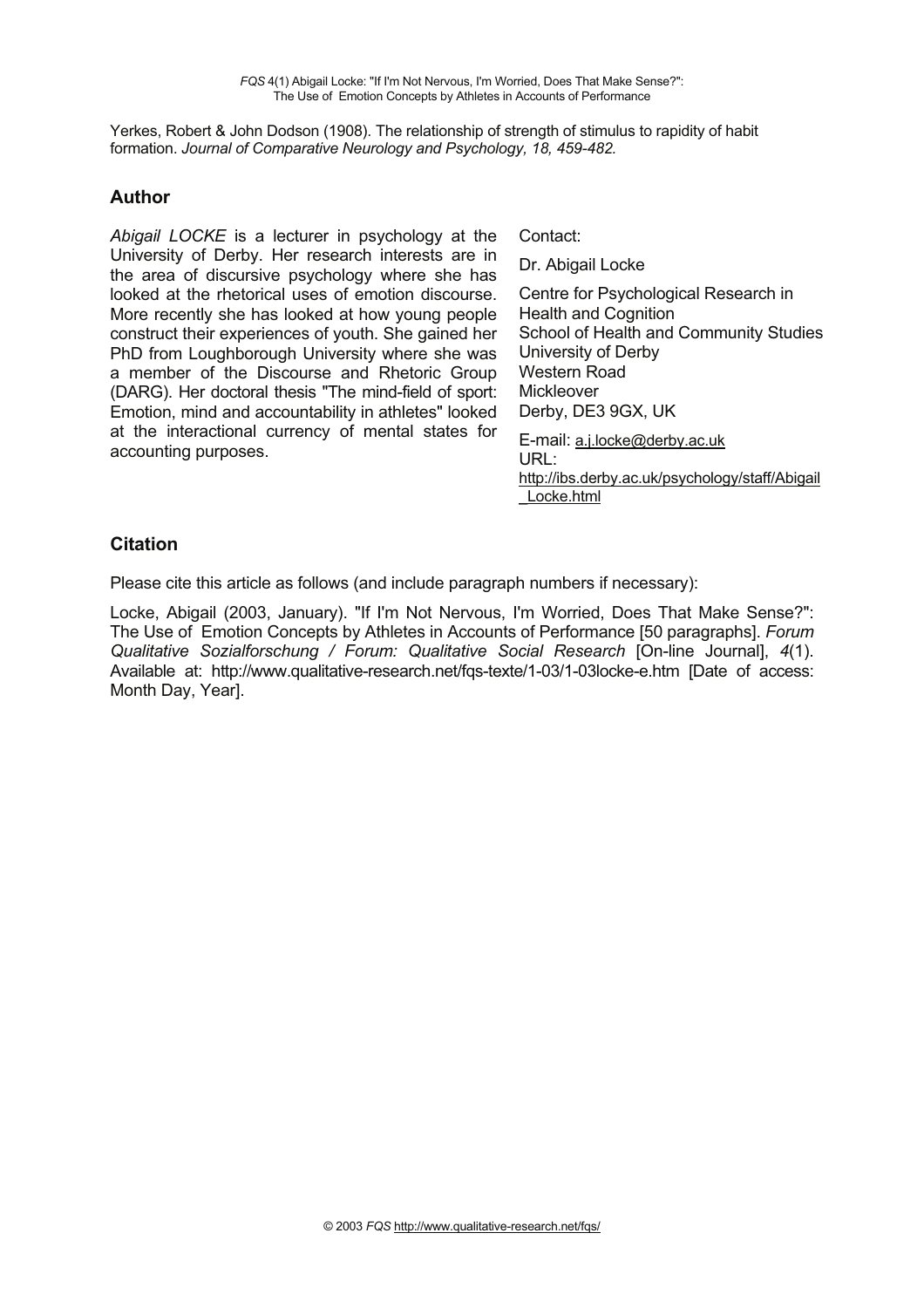Yerkes, Robert & John Dodson (1908). The relationship of strength of stimulus to rapidity of habit formation. *Journal of Comparative Neurology and Psychology, 18, 459-482.*

## Author

*Abigail LOCKE* is a lecturer in psychology at the University of Derby. Her research interests are in the area of discursive psychology where she has looked at the rhetorical uses of emotion discourse. More recently she has looked at how young people construct their experiences of youth. She gained her PhD from Loughborough University where she was a member of the Discourse and Rhetoric Group (DARG). Her doctoral thesis "The mind-field of sport: Emotion, mind and accountability in athletes" looked at the interactional currency of mental states for accounting purposes.

Contact:

Dr. Abigail Locke

Centre for Psychological Research in Health and Cognition
School of Health and Community Studies
University of Derby
Western Road
Mickleover
Derby, DE3 9GX, UK

E-mail: a.j.locke@derby.ac.uk
URL:
http://ibs.derby.ac.uk/psychology/staff/Abigail_Locke.html

## Citation

Please cite this article as follows (and include paragraph numbers if necessary):

Locke, Abigail (2003, January). "If I'm Not Nervous, I'm Worried, Does That Make Sense?": The Use of Emotion Concepts by Athletes in Accounts of Performance [50 paragraphs]. *Forum Qualitative Sozialforschung / Forum: Qualitative Social Research* [On-line Journal], *4*(1). Available at: http://www.qualitative-research.net/fqs-texte/1-03/1-03locke-e.htm [Date of access: Month Day, Year].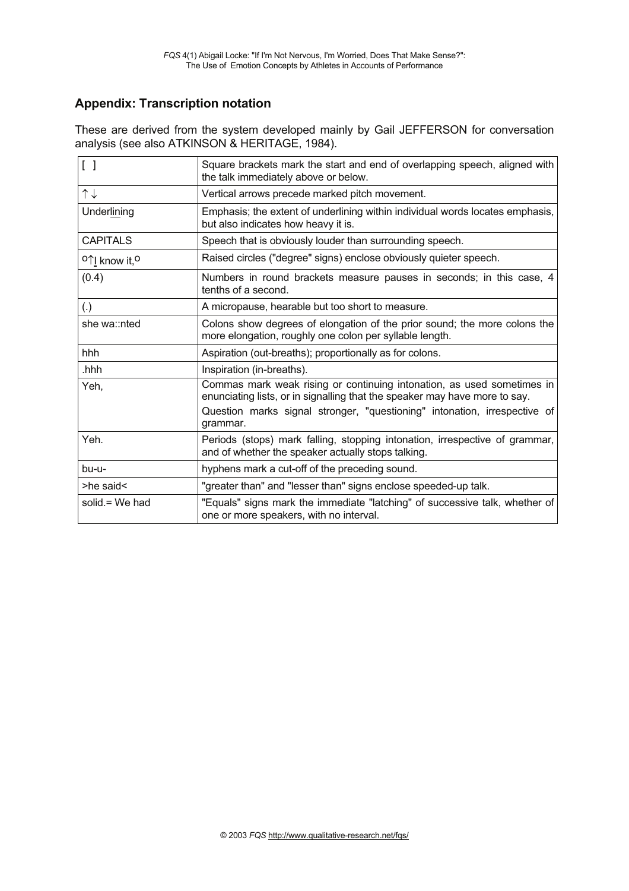## Appendix: Transcription notation

These are derived from the system developed mainly by Gail JEFFERSON for conversation analysis (see also ATKINSON & HERITAGE, 1984).

| | |
|---|---|
| [ ] | Square brackets mark the start and end of overlapping speech, aligned with the talk immediately above or below. |
| ↑↓ | Vertical arrows precede marked pitch movement. |
| Under<u>lin</u>ing | Emphasis; the extent of underlining within individual words locates emphasis, but also indicates how heavy it is. |
| CAPITALS | Speech that is obviously louder than surrounding speech. |
| °↑<u>I</u> know it,° | Raised circles ("degree" signs) enclose obviously quieter speech. |
| (0.4) | Numbers in round brackets measure pauses in seconds; in this case, 4 tenths of a second. |
| (.) | A micropause, hearable but too short to measure. |
| she wa::nted | Colons show degrees of elongation of the prior sound; the more colons the more elongation, roughly one colon per syllable length. |
| hhh | Aspiration (out-breaths); proportionally as for colons. |
| .hhh | Inspiration (in-breaths). |
| Yeh, | Commas mark weak rising or continuing intonation, as used sometimes in enunciating lists, or in signalling that the speaker may have more to say. Question marks signal stronger, "questioning" intonation, irrespective of grammar. |
| Yeh. | Periods (stops) mark falling, stopping intonation, irrespective of grammar, and of whether the speaker actually stops talking. |
| bu-u- | hyphens mark a cut-off of the preceding sound. |
| >he said< | "greater than" and "lesser than" signs enclose speeded-up talk. |
| solid.= We had | "Equals" signs mark the immediate "latching" of successive talk, whether of one or more speakers, with no interval. |